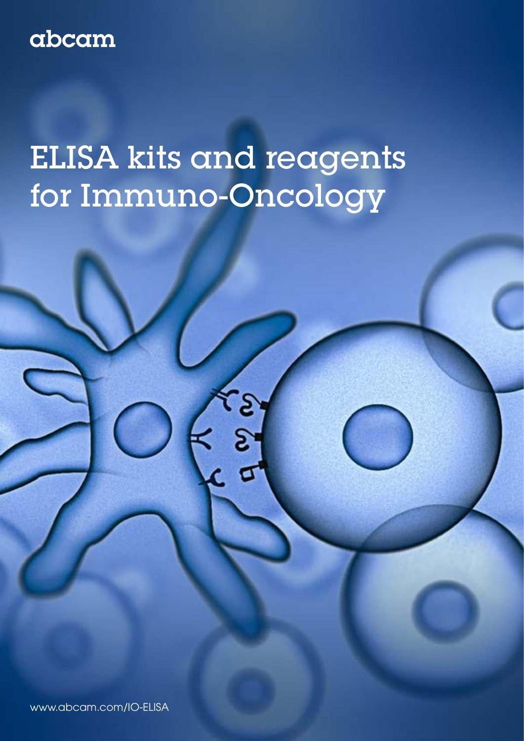abcam

# ELISA kits and reagents for Immuno-Oncology

www.abcam.com/IO-ELISA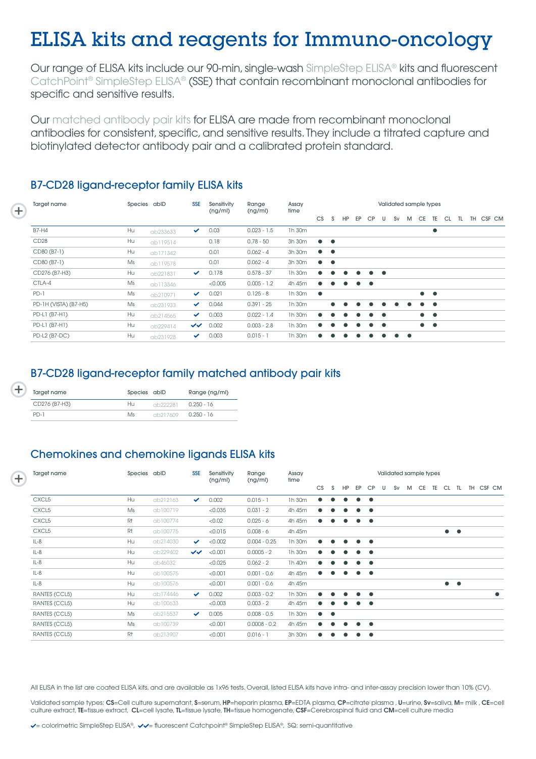# ELISA kits and reagents for Immuno-oncology

Our range of ELISA kits include our 90-min, single-wash SimpleStep ELISA® kits and fluorescent CatchPoint® SimpleStep ELISA® (SSE) that contain recombinant monoclonal antibodies for specific and sensitive results.

Our matched antibody pair kits for ELISA are made from recombinant monoclonal antibodies for consistent, specific, and sensitive results. They include a titrated capture and biotinylated detector antibody pair and a calibrated protein standard.

## B7-CD28 ligand-receptor family ELISA kits

| Target name | Species | abID | SSE | Sensitivity (ng/ml) | Range (ng/ml) | Assay time | CS | S | HP | EP | CP | U | Sv | M | CE | TE | CL | TL | TH | CSF | CM |
|---|---|---|---|---|---|---|---|---|---|---|---|---|---|---|---|---|---|---|---|---|---|
| B7-H4 | Hu | ab233633 | ✔ | 0.03 | 0.023 - 1.5 | 1h 30m | | | | | | | | | | ● | | | | | |
| CD28 | Hu | ab119514 | | 0.18 | 0.78 - 50 | 3h 30m | ● | ● | | | | | | | | | | | | | |
| CD80 (B7-1) | Hu | ab171342 | | 0.01 | 0.062 - 4 | 3h 30m | ● | ● | | | | | | | | | | | | | |
| CD80 (B7-1) | Ms | ab119578 | | 0.01 | 0.062 - 4 | 3h 30m | ● | ● | | | | | | | | | | | | | |
| CD276 (B7-H3) | Hu | ab221831 | ✔ | 0.178 | 0.578 - 37 | 1h 30m | ● | ● | ● | ● | ● | ● | | | | | | | | | |
| CTLA-4 | Ms | ab113346 | | <0.005 | 0.005 - 1.2 | 4h 45m | ● | ● | ● | ● | ● | | | | | | | | | | |
| PD-1 | Ms | ab210971 | ✔ | 0.021 | 0.125 - 8 | 1h 30m | ● | | | | | | | | ● | ● | | | | | |
| PD-1H (VISTA) (B7-H5) | Ms | ab231933 | ✔ | 0.044 | 0.391 - 25 | 1h 30m | | ● | ● | ● | ● | ● | ● | ● | ● | ● | | | | | |
| PD-L1 (B7-H1) | Hu | ab214565 | ✔ | 0.003 | 0.022 - 1.4 | 1h 30m | ● | ● | ● | ● | ● | ● | | | ● | ● | | | | | |
| PD-L1 (B7-H1) | Hu | ab229414 | ✔✔ | 0.002 | 0.003 - 2.8 | 1h 30m | ● | ● | ● | ● | ● | ● | | | ● | ● | | | | | |
| PD-L2 (B7-DC) | Hu | ab231928 | ✔ | 0.003 | 0.015 - 1 | 1h 30m | ● | ● | ● | ● | ● | ● | ● | ● | | | | | | | |

## B7-CD28 ligand-receptor family matched antibody pair kits

| Target name | Species | abID | Range (ng/ml) |
|---|---|---|---|
| CD276 (B7-H3) | Hu | ab222281 | 0.250 - 16 |
| PD-1 | Ms | ab217609 | 0.250 - 16 |

## Chemokines and chemokine ligands ELISA kits

| Target name | Species | abID | SSE | Sensitivity (ng/ml) | Range (ng/ml) | Assay time | CS | S | HP | EP | CP | U | Sv | M | CE | TE | CL | TL | TH | CSF | CM |
|---|---|---|---|---|---|---|---|---|---|---|---|---|---|---|---|---|---|---|---|---|---|
| CXCL5 | Hu | ab212163 | ✔ | 0.002 | 0.015 - 1 | 1h 30m | ● | ● | ● | ● | ● | | | | | | | | | | |
| CXCL5 | Ms | ab100719 | | <0.035 | 0.031 - 2 | 4h 45m | ● | ● | ● | ● | ● | | | | | | | | | | |
| CXCL5 | Rt | ab100774 | | <0.02 | 0.025 - 6 | 4h 45m | ● | ● | ● | ● | ● | | | | | | | | | | |
| CXCL5 | Rt | ab100775 | | <0.015 | 0.008 - 6 | 4h 45m | | | | | | | | | | | ● | ● | | | |
| IL-8 | Hu | ab214030 | ✔ | <0.002 | 0.004 - 0.25 | 1h 30m | ● | ● | ● | ● | ● | | | | | | | | | | |
| IL-8 | Hu | ab229402 | ✔✔ | <0.001 | 0.0005 - 2 | 1h 30m | ● | ● | ● | ● | ● | | | | | | | | | | |
| IL-8 | Hu | ab46032 | | <0.025 | 0.062 - 2 | 1h 40m | ● | ● | ● | ● | ● | | | | | | | | | | |
| IL-8 | Hu | ab100575 | | <0.001 | 0.001 - 0.6 | 4h 45m | ● | ● | ● | ● | ● | | | | | | | | | | |
| IL-8 | Hu | ab100576 | | <0.001 | 0.001 - 0.6 | 4h 45m | | | | | | | | | | | ● | ● | | | |
| RANTES (CCL5) | Hu | ab174446 | ✔ | 0.002 | 0.003 - 0.2 | 1h 30m | ● | ● | ● | ● | ● | | | | | | | | | | ● |
| RANTES (CCL5) | Hu | ab100633 | | <0.003 | 0.003 - 2 | 4h 45m | ● | ● | ● | ● | ● | | | | | | | | | | |
| RANTES (CCL5) | Ms | ab215537 | ✔ | 0.005 | 0.008 - 0.5 | 1h 30m | ● | ● | | | | | | | | | | | | | |
| RANTES (CCL5) | Ms | ab100739 | | <0.001 | 0.0008 - 0.2 | 4h 45m | ● | ● | ● | ● | ● | | | | | | | | | | |
| RANTES (CCL5) | Rt | ab213907 | | <0.001 | 0.016 - 1 | 3h 30m | ● | ● | ● | ● | ● | | | | | | | | | | |

All ELISA in the list are coated ELISA kits, and are available as 1x96 tests. Overall, listed ELISA kits have intra- and inter-assay precision lower than 10% (CV).

Validated sample types: **CS**=Cell culture supernatant, **S**=serum, **HP**=heparin plasma, **EP**=EDTA plasma, **CP**=citrate plasma , **U**=urine, **Sv**=saliva, **M**= milk , **CE**=cell culture extract, **TE**=tissue extract, **CL**=cell lysate, **TL**=tissue lysate, **TH**=tissue homogenate, **CSF**=Cerebrospinal fluid and **CM**=cell culture media

✔= colorimetric SimpleStep ELISA®, ✔✔= fluorescent Catchpoint® SimpleStep ELISA®, SQ: semi-quantitative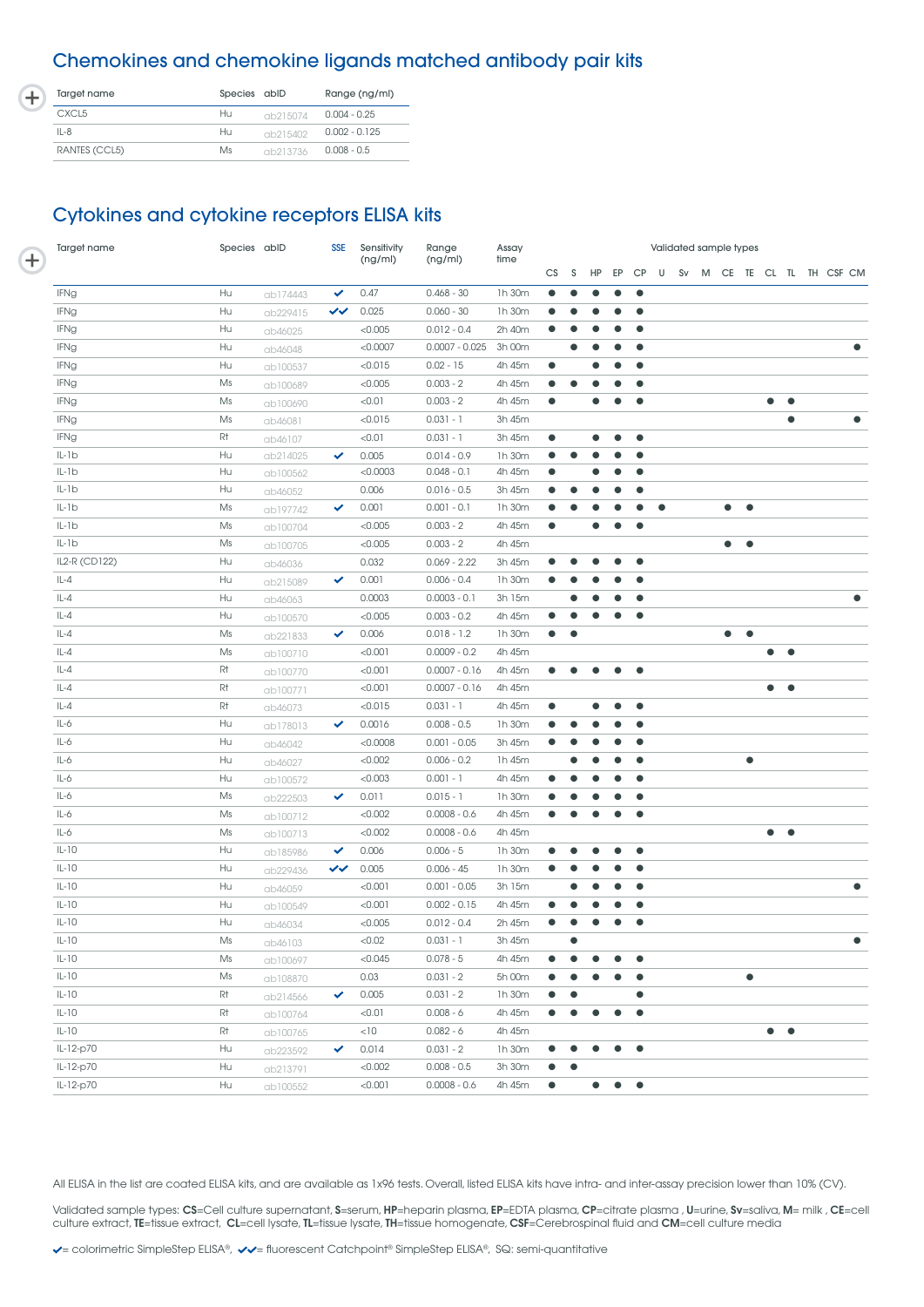## Chemokines and chemokine ligands matched antibody pair kits

| Target name | Species | abID | Range (ng/ml) |
|---|---|---|---|
| CXCL5 | Hu | ab215074 | 0.004 - 0.25 |
| IL-8 | Hu | ab215402 | 0.002 - 0.125 |
| RANTES (CCL5) | Ms | ab213736 | 0.008 - 0.5 |

## Cytokines and cytokine receptors ELISA kits

| Target name | Species | abID | SSE | Sensitivity (ng/ml) | Range (ng/ml) | Assay time | Validated sample types | | | | | | | | | | | | | | |
|---|---|---|---|---|---|---|---|---|---|---|---|---|---|---|---|---|---|---|---|---|---|
| | | | | | | | CS | S | HP | EP | CP | U | Sv | M | CE | TE | CL | TL | TH | CSF | CM |
| IFNg | Hu | ab174443 | ✓ | 0.47 | 0.468 - 30 | 1h 30m | ● | ● | ● | ● | ● | | | | | | | | | | |
| IFNg | Hu | ab229415 | ✓✓ | 0.025 | 0.060 - 30 | 1h 30m | ● | ● | ● | ● | ● | | | | | | | | | | |
| IFNg | Hu | ab46025 | | <0.005 | 0.012 - 0.4 | 2h 40m | ● | ● | ● | ● | ● | | | | | | | | | | |
| IFNg | Hu | ab46048 | | <0.0007 | 0.0007 - 0.025 | 3h 00m | | ● | ● | ● | ● | | | | | | | | | | ● |
| IFNg | Hu | ab100537 | | <0.015 | 0.02 - 15 | 4h 45m | ● | | ● | ● | ● | | | | | | | | | | |
| IFNg | Ms | ab100689 | | <0.005 | 0.003 - 2 | 4h 45m | ● | ● | ● | ● | ● | | | | | | | | | | |
| IFNg | Ms | ab100690 | | <0.01 | 0.003 - 2 | 4h 45m | ● | | ● | ● | ● | | | | | | ● | ● | | | |
| IFNg | Ms | ab46081 | | <0.015 | 0.031 - 1 | 3h 45m | | | | | | | | | | | | ● | | | ● |
| IFNg | Rt | ab46107 | | <0.01 | 0.031 - 1 | 3h 45m | ● | | ● | ● | ● | | | | | | | | | | |
| IL-1b | Hu | ab214025 | ✓ | 0.005 | 0.014 - 0.9 | 1h 30m | ● | ● | ● | ● | ● | | | | | | | | | | |
| IL-1b | Hu | ab100562 | | <0.0003 | 0.048 - 0.1 | 4h 45m | ● | | ● | ● | ● | | | | | | | | | | |
| IL-1b | Hu | ab46052 | | 0.006 | 0.016 - 0.5 | 3h 45m | ● | ● | ● | ● | ● | | | | | | | | | | |
| IL-1b | Ms | ab197742 | ✓ | 0.001 | 0.001 - 0.1 | 1h 30m | ● | ● | ● | ● | ● | ● | | | ● | ● | | | | | |
| IL-1b | Ms | ab100704 | | <0.005 | 0.003 - 2 | 4h 45m | ● | | ● | ● | ● | | | | | | | | | | |
| IL-1b | Ms | ab100705 | | <0.005 | 0.003 - 2 | 4h 45m | | | | | | | | | ● | ● | | | | | |
| IL2-R (CD122) | Hu | ab46036 | | 0.032 | 0.069 - 2.22 | 3h 45m | ● | ● | ● | ● | ● | | | | | | | | | | |
| IL-4 | Hu | ab215089 | ✓ | 0.001 | 0.006 - 0.4 | 1h 30m | ● | ● | ● | ● | ● | | | | | | | | | | |
| IL-4 | Hu | ab46063 | | 0.0003 | 0.0003 - 0.1 | 3h 15m | | ● | ● | ● | ● | | | | | | | | | | ● |
| IL-4 | Hu | ab100570 | | <0.005 | 0.003 - 0.2 | 4h 45m | ● | ● | ● | ● | ● | | | | | | | | | | |
| IL-4 | Ms | ab221833 | ✓ | 0.006 | 0.018 - 1.2 | 1h 30m | ● | ● | | | | | | | ● | ● | | | | | |
| IL-4 | Ms | ab100710 | | <0.001 | 0.0009 - 0.2 | 4h 45m | | | | | | | | | | | ● | ● | | | |
| IL-4 | Rt | ab100770 | | <0.001 | 0.0007 - 0.16 | 4h 45m | ● | ● | ● | ● | ● | | | | | | | | | | |
| IL-4 | Rt | ab100771 | | <0.001 | 0.0007 - 0.16 | 4h 45m | | | | | | | | | | | ● | ● | | | |
| IL-4 | Rt | ab46073 | | <0.015 | 0.031 - 1 | 4h 45m | ● | | ● | ● | ● | | | | | | | | | | |
| IL-6 | Hu | ab178013 | ✓ | 0.0016 | 0.008 - 0.5 | 1h 30m | ● | ● | ● | ● | ● | | | | | | | | | | |
| IL-6 | Hu | ab46042 | | <0.0008 | 0.001 - 0.05 | 3h 45m | ● | ● | ● | ● | ● | | | | | | | | | | |
| IL-6 | Hu | ab46027 | | <0.002 | 0.006 - 0.2 | 1h 45m | | ● | ● | ● | ● | | | | | ● | | | | | |
| IL-6 | Hu | ab100572 | | <0.003 | 0.001 - 1 | 4h 45m | ● | ● | ● | ● | ● | | | | | | | | | | |
| IL-6 | Ms | ab222503 | ✓ | 0.011 | 0.015 - 1 | 1h 30m | ● | ● | ● | ● | ● | | | | | | | | | | |
| IL-6 | Ms | ab100712 | | <0.002 | 0.0008 - 0.6 | 4h 45m | ● | ● | ● | ● | ● | | | | | | | | | | |
| IL-6 | Ms | ab100713 | | <0.002 | 0.0008 - 0.6 | 4h 45m | | | | | | | | | | | ● | ● | | | |
| IL-10 | Hu | ab185986 | ✓ | 0.006 | 0.006 - 5 | 1h 30m | ● | ● | ● | ● | ● | | | | | | | | | | |
| IL-10 | Hu | ab229436 | ✓✓ | 0.005 | 0.006 - 45 | 1h 30m | ● | ● | ● | ● | ● | | | | | | | | | | |
| IL-10 | Hu | ab46059 | | <0.001 | 0.001 - 0.05 | 3h 15m | | ● | ● | ● | ● | | | | | | | | | | ● |
| IL-10 | Hu | ab100549 | | <0.001 | 0.002 - 0.15 | 4h 45m | ● | ● | ● | ● | ● | | | | | | | | | | |
| IL-10 | Hu | ab46034 | | <0.005 | 0.012 - 0.4 | 2h 45m | ● | ● | ● | ● | ● | | | | | | | | | | |
| IL-10 | Ms | ab46103 | | <0.02 | 0.031 - 1 | 3h 45m | | ● | | | | | | | | | | | | | ● |
| IL-10 | Ms | ab100697 | | <0.045 | 0.078 - 5 | 4h 45m | ● | ● | ● | ● | ● | | | | | | | | | | |
| IL-10 | Ms | ab108870 | | 0.03 | 0.031 - 2 | 5h 00m | ● | ● | ● | ● | ● | | | | | ● | | | | | |
| IL-10 | Rt | ab214566 | ✓ | 0.005 | 0.031 - 2 | 1h 30m | ● | ● | | | ● | | | | | | | | | | |
| IL-10 | Rt | ab100764 | | <0.01 | 0.008 - 6 | 4h 45m | ● | ● | ● | ● | ● | | | | | | | | | | |
| IL-10 | Rt | ab100765 | | <10 | 0.082 - 6 | 4h 45m | | | | | | | | | | | ● | ● | | | |
| IL-12-p70 | Hu | ab223592 | ✓ | 0.014 | 0.031 - 2 | 1h 30m | ● | ● | ● | ● | ● | | | | | | | | | | |
| IL-12-p70 | Hu | ab213791 | | <0.002 | 0.008 - 0.5 | 3h 30m | ● | ● | | | | | | | | | | | | | |
| IL-12-p70 | Hu | ab100552 | | <0.001 | 0.0008 - 0.6 | 4h 45m | ● | | ● | ● | ● | | | | | | | | | | |

All ELISA in the list are coated ELISA kits, and are available as 1x96 tests. Overall, listed ELISA kits have intra- and inter-assay precision lower than 10% (CV).

Validated sample types: **CS**=Cell culture supernatant, **S**=serum, **HP**=heparin plasma, **EP**=EDTA plasma, **CP**=citrate plasma , **U**=urine, **Sv**=saliva, **M**= milk , **CE**=cell culture extract, **TE**=tissue extract, **CL**=cell lysate, **TL**=tissue lysate, **TH**=tissue homogenate, **CSF**=Cerebrospinal fluid and **CM**=cell culture media

✓= colorimetric SimpleStep ELISA®, ✓✓= fluorescent Catchpoint® SimpleStep ELISA®, SQ: semi-quantitative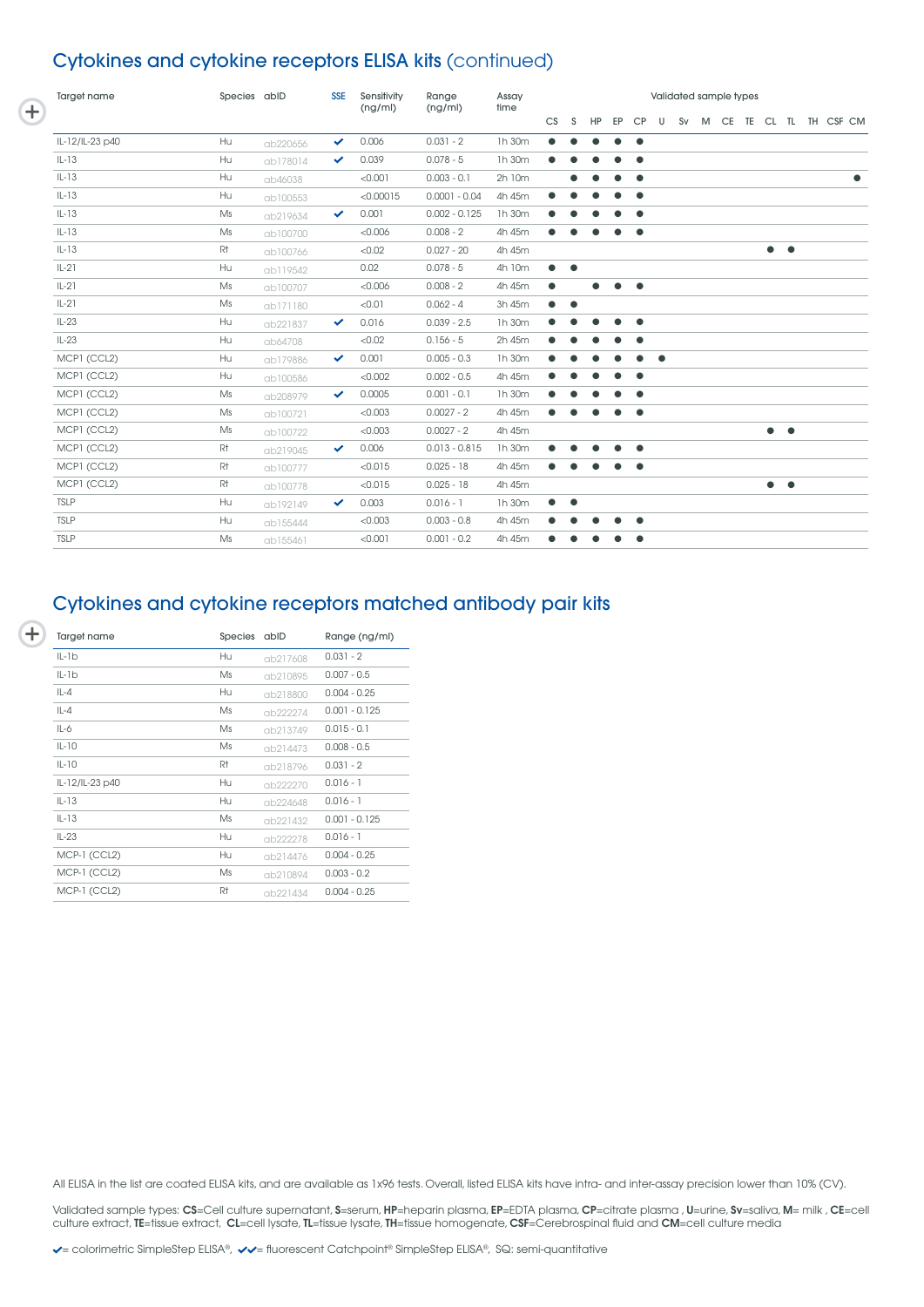## Cytokines and cytokine receptors ELISA kits (continued)

| Target name | Species | abID | SSE | Sensitivity (ng/ml) | Range (ng/ml) | Assay time | CS | S | HP | EP | CP | U | Sv | M | CE | TE | CL | TL | TH | CSF | CM |
|---|---|---|---|---|---|---|---|---|---|---|---|---|---|---|---|---|---|---|---|---|---|
| | | | | | | | Validated sample types | | | | | | | | | | | | | | |
| IL-12/IL-23 p40 | Hu | ab220656 | ✔ | 0.006 | 0.031 - 2 | 1h 30m | ● | ● | ● | ● | ● | | | | | | | | | | |
| IL-13 | Hu | ab178014 | ✔ | 0.039 | 0.078 - 5 | 1h 30m | ● | ● | ● | ● | ● | | | | | | | | | | |
| IL-13 | Hu | ab46038 | | <0.001 | 0.003 - 0.1 | 2h 10m | | ● | ● | ● | ● | | | | | | | | | | ● |
| IL-13 | Hu | ab100553 | | <0.00015 | 0.0001 - 0.04 | 4h 45m | ● | ● | ● | ● | ● | | | | | | | | | | |
| IL-13 | Ms | ab219634 | ✔ | 0.001 | 0.002 - 0.125 | 1h 30m | ● | ● | ● | ● | ● | | | | | | | | | | |
| IL-13 | Ms | ab100700 | | <0.006 | 0.008 - 2 | 4h 45m | ● | ● | ● | ● | ● | | | | | | | | | | |
| IL-13 | Rt | ab100766 | | <0.02 | 0.027 - 20 | 4h 45m | | | | | | | | | | | ● | ● | | | |
| IL-21 | Hu | ab119542 | | 0.02 | 0.078 - 5 | 4h 10m | ● | ● | | | | | | | | | | | | | |
| IL-21 | Ms | ab100707 | | <0.006 | 0.008 - 2 | 4h 45m | ● | | ● | ● | ● | | | | | | | | | | |
| IL-21 | Ms | ab171180 | | <0.01 | 0.062 - 4 | 3h 45m | ● | ● | | | | | | | | | | | | | |
| IL-23 | Hu | ab221837 | ✔ | 0.016 | 0.039 - 2.5 | 1h 30m | ● | ● | ● | ● | ● | | | | | | | | | | |
| IL-23 | Hu | ab64708 | | <0.02 | 0.156 - 5 | 2h 45m | ● | ● | ● | ● | ● | | | | | | | | | | |
| MCP1 (CCL2) | Hu | ab179886 | ✔ | 0.001 | 0.005 - 0.3 | 1h 30m | ● | ● | ● | ● | ● | ● | | | | | | | | | |
| MCP1 (CCL2) | Hu | ab100586 | | <0.002 | 0.002 - 0.5 | 4h 45m | ● | ● | ● | ● | ● | | | | | | | | | | |
| MCP1 (CCL2) | Ms | ab208979 | ✔ | 0.0005 | 0.001 - 0.1 | 1h 30m | ● | ● | ● | ● | ● | | | | | | | | | | |
| MCP1 (CCL2) | Ms | ab100721 | | <0.003 | 0.0027 - 2 | 4h 45m | ● | ● | ● | ● | ● | | | | | | | | | | |
| MCP1 (CCL2) | Ms | ab100722 | | <0.003 | 0.0027 - 2 | 4h 45m | | | | | | | | | | | ● | ● | | | |
| MCP1 (CCL2) | Rt | ab219045 | ✔ | 0.006 | 0.013 - 0.815 | 1h 30m | ● | ● | ● | ● | ● | | | | | | | | | | |
| MCP1 (CCL2) | Rt | ab100777 | | <0.015 | 0.025 - 18 | 4h 45m | ● | ● | ● | ● | ● | | | | | | | | | | |
| MCP1 (CCL2) | Rt | ab100778 | | <0.015 | 0.025 - 18 | 4h 45m | | | | | | | | | | | ● | ● | | | |
| TSLP | Hu | ab192149 | ✔ | 0.003 | 0.016 - 1 | 1h 30m | ● | ● | | | | | | | | | | | | | |
| TSLP | Hu | ab155444 | | <0.003 | 0.003 - 0.8 | 4h 45m | ● | ● | ● | ● | ● | | | | | | | | | | |
| TSLP | Ms | ab155461 | | <0.001 | 0.001 - 0.2 | 4h 45m | ● | ● | ● | ● | ● | | | | | | | | | | |

## Cytokines and cytokine receptors matched antibody pair kits

| Target name | Species | abID | Range (ng/ml) |
|---|---|---|---|
| IL-1b | Hu | ab217608 | 0.031 - 2 |
| IL-1b | Ms | ab210895 | 0.007 - 0.5 |
| IL-4 | Hu | ab218800 | 0.004 - 0.25 |
| IL-4 | Ms | ab222274 | 0.001 - 0.125 |
| IL-6 | Ms | ab213749 | 0.015 - 0.1 |
| IL-10 | Ms | ab214473 | 0.008 - 0.5 |
| IL-10 | Rt | ab218796 | 0.031 - 2 |
| IL-12/IL-23 p40 | Hu | ab222270 | 0.016 - 1 |
| IL-13 | Hu | ab224648 | 0.016 - 1 |
| IL-13 | Ms | ab221432 | 0.001 - 0.125 |
| IL-23 | Hu | ab222278 | 0.016 - 1 |
| MCP-1 (CCL2) | Hu | ab214476 | 0.004 - 0.25 |
| MCP-1 (CCL2) | Ms | ab210894 | 0.003 - 0.2 |
| MCP-1 (CCL2) | Rt | ab221434 | 0.004 - 0.25 |

All ELISA in the list are coated ELISA kits, and are available as 1x96 tests. Overall, listed ELISA kits have intra- and inter-assay precision lower than 10% (CV).

Validated sample types: **CS**=Cell culture supernatant, **S**=serum, **HP**=heparin plasma, **EP**=EDTA plasma, **CP**=citrate plasma , **U**=urine, **Sv**=saliva, **M**= milk , **CE**=cell culture extract, **TE**=tissue extract, **CL**=cell lysate, **TL**=tissue lysate, **TH**=tissue homogenate, **CSF**=Cerebrospinal fluid and **CM**=cell culture media

✔= colorimetric SimpleStep ELISA®, ✔✔= fluorescent Catchpoint® SimpleStep ELISA®, SQ: semi-quantitative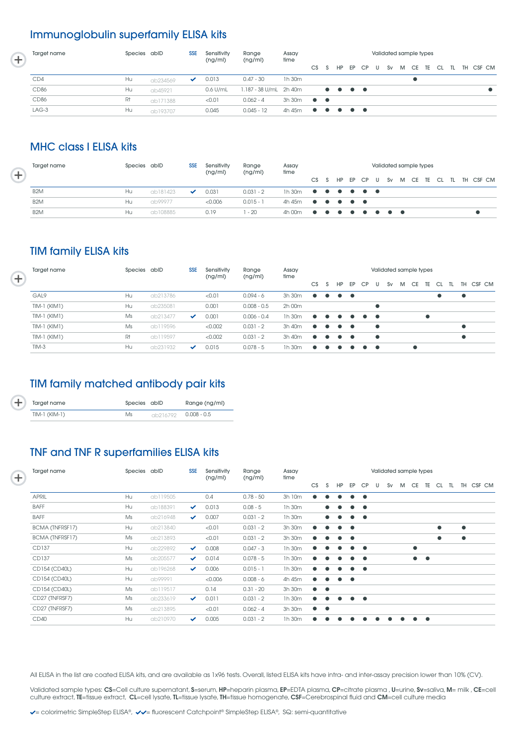## Immunoglobulin superfamily ELISA kits

| Target name | Species | abID | SSE | Sensitivity (ng/ml) | Range (ng/ml) | Assay time | CS | S | HP | EP | CP | U | Sv | M | CE | TE | CL | TL | TH | CSF | CM |
|---|---|---|---|---|---|---|---|---|---|---|---|---|---|---|---|---|---|---|---|---|---|
| CD4 | Hu | ab234569 | ✔ | 0.013 | 0.47 - 30 | 1h 30m | | | | | | | | | ● | | | | | | |
| CD86 | Hu | ab45921 | | 0.6 U/mL | 1.187 - 38 U/mL | 2h 40m | | ● | ● | ● | ● | | | | | | | | | | ● |
| CD86 | Rt | ab171388 | | <0.01 | 0.062 - 4 | 3h 30m | ● | ● | | | | | | | | | | | | | |
| LAG-3 | Hu | ab193707 | | 0.045 | 0.045 - 12 | 4h 45m | ● | ● | ● | ● | ● | | | | | | | | | | |

## MHC class I ELISA kits

| Target name | Species | abID | SSE | Sensitivity (ng/ml) | Range (ng/ml) | Assay time | CS | S | HP | EP | CP | U | Sv | M | CE | TE | CL | TL | TH | CSF | CM |
|---|---|---|---|---|---|---|---|---|---|---|---|---|---|---|---|---|---|---|---|---|---|
| B2M | Hu | ab181423 | ✔ | 0.031 | 0.031 - 2 | 1h 30m | ● | ● | ● | ● | ● | ● | | | | | | | | | |
| B2M | Hu | ab99977 | | <0.006 | 0.015 - 1 | 4h 45m | ● | ● | ● | ● | ● | | | | | | | | | | |
| B2M | Hu | ab108885 | | 0.19 | 1 - 20 | 4h 00m | ● | ● | ● | ● | ● | ● | ● | ● | | | | | | ● | |

## TIM family ELISA kits

| Target name | Species | abID | SSE | Sensitivity (ng/ml) | Range (ng/ml) | Assay time | CS | S | HP | EP | CP | U | Sv | M | CE | TE | CL | TL | TH | CSF | CM |
|---|---|---|---|---|---|---|---|---|---|---|---|---|---|---|---|---|---|---|---|---|---|
| GAL9 | Hu | ab213786 | | <0.01 | 0.094 - 6 | 3h 30m | ● | ● | ● | ● | | | | | | | ● | | ● | | |
| TIM-1 (KIM1) | Hu | ab235081 | | 0.001 | 0.008 - 0.5 | 2h 00m | | | | | | ● | | | | | | | | | |
| TIM-1 (KIM1) | Ms | ab213477 | ✔ | 0.001 | 0.006 - 0.4 | 1h 30m | ● | ● | ● | ● | ● | ● | | | | ● | | | | | |
| TIM-1 (KIM1) | Ms | ab119596 | | <0.002 | 0.031 - 2 | 3h 40m | ● | ● | ● | ● | | ● | | | | | | | ● | | |
| TIM-1 (KIM1) | Rt | ab119597 | | <0.002 | 0.031 - 2 | 3h 40m | ● | ● | ● | ● | | ● | | | | | | | ● | | |
| TIM-3 | Hu | ab231932 | ✔ | 0.015 | 0.078 - 5 | 1h 30m | ● | ● | ● | ● | ● | ● | | | ● | | | | | | |

## TIM family matched antibody pair kits

| Target name | Species | abID | Range (ng/ml) |
|---|---|---|---|
| TIM-1 (KIM-1) | Ms | ab216792 | 0.008 - 0.5 |

## TNF and TNF R superfamilies ELISA kits

| Target name | Species | abID | SSE | Sensitivity (ng/ml) | Range (ng/ml) | Assay time | CS | S | HP | EP | CP | U | Sv | M | CE | TE | CL | TL | TH | CSF | CM |
|---|---|---|---|---|---|---|---|---|---|---|---|---|---|---|---|---|---|---|---|---|---|
| APRIL | Hu | ab119505 | | 0.4 | 0.78 - 50 | 3h 10m | ● | ● | ● | ● | ● | | | | | | | | | | |
| BAFF | Hu | ab188391 | ✔ | 0.013 | 0.08 - 5 | 1h 30m | | ● | ● | ● | ● | | | | | | | | | | |
| BAFF | Ms | ab216948 | ✔ | 0.007 | 0.031 - 2 | 1h 30m | | ● | ● | ● | ● | | | | | | | | | | |
| BCMA (TNFRSF17) | Hu | ab213840 | | <0.01 | 0.031 - 2 | 3h 30m | ● | ● | ● | ● | | | | | | | ● | | ● | | |
| BCMA (TNFRSF17) | Ms | ab213893 | | <0.01 | 0.031 - 2 | 3h 30m | ● | ● | ● | ● | | | | | | | ● | | ● | | |
| CD137 | Hu | ab229892 | ✔ | 0.008 | 0.047 - 3 | 1h 30m | ● | ● | ● | ● | ● | | | | ● | | | | | | |
| CD137 | Ms | ab205577 | ✔ | 0.014 | 0.078 - 5 | 1h 30m | ● | ● | ● | ● | ● | | | | ● | ● | | | | | |
| CD154 (CD40L) | Hu | ab196268 | ✔ | 0.006 | 0.015 - 1 | 1h 30m | ● | ● | ● | ● | ● | | | | | | | | | | |
| CD154 (CD40L) | Hu | ab99991 | | <0.006 | 0.008 - 6 | 4h 45m | ● | ● | ● | ● | | | | | | | | | | | |
| CD154 (CD40L) | Ms | ab119517 | | 0.14 | 0.31 - 20 | 3h 30m | ● | ● | | | | | | | | | | | | | |
| CD27 (TNFRSF7) | Ms | ab233619 | ✔ | 0.011 | 0.031 - 2 | 1h 30m | ● | ● | ● | ● | ● | | | | | | | | | | |
| CD27 (TNFRSF7) | Ms | ab213895 | | <0.01 | 0.062 - 4 | 3h 30m | ● | ● | | | | | | | | | | | | | |
| CD40 | Hu | ab210970 | ✔ | 0.005 | 0.031 - 2 | 1h 30m | ● | ● | ● | ● | ● | ● | ● | ● | ● | ● | | | | | |

All ELISA in the list are coated ELISA kits, and are available as 1x96 tests. Overall, listed ELISA kits have intra- and inter-assay precision lower than 10% (CV).

Validated sample types: **CS**=Cell culture supernatant, **S**=serum, **HP**=heparin plasma, **EP**=EDTA plasma, **CP**=citrate plasma , **U**=urine, **Sv**=saliva, **M**= milk , **CE**=cell culture extract, **TE**=tissue extract, **CL**=cell lysate, **TL**=tissue lysate, **TH**=tissue homogenate, **CSF**=Cerebrospinal fluid and **CM**=cell culture media

✔= colorimetric SimpleStep ELISA®, ✔✔= fluorescent Catchpoint® SimpleStep ELISA®, SQ: semi-quantitative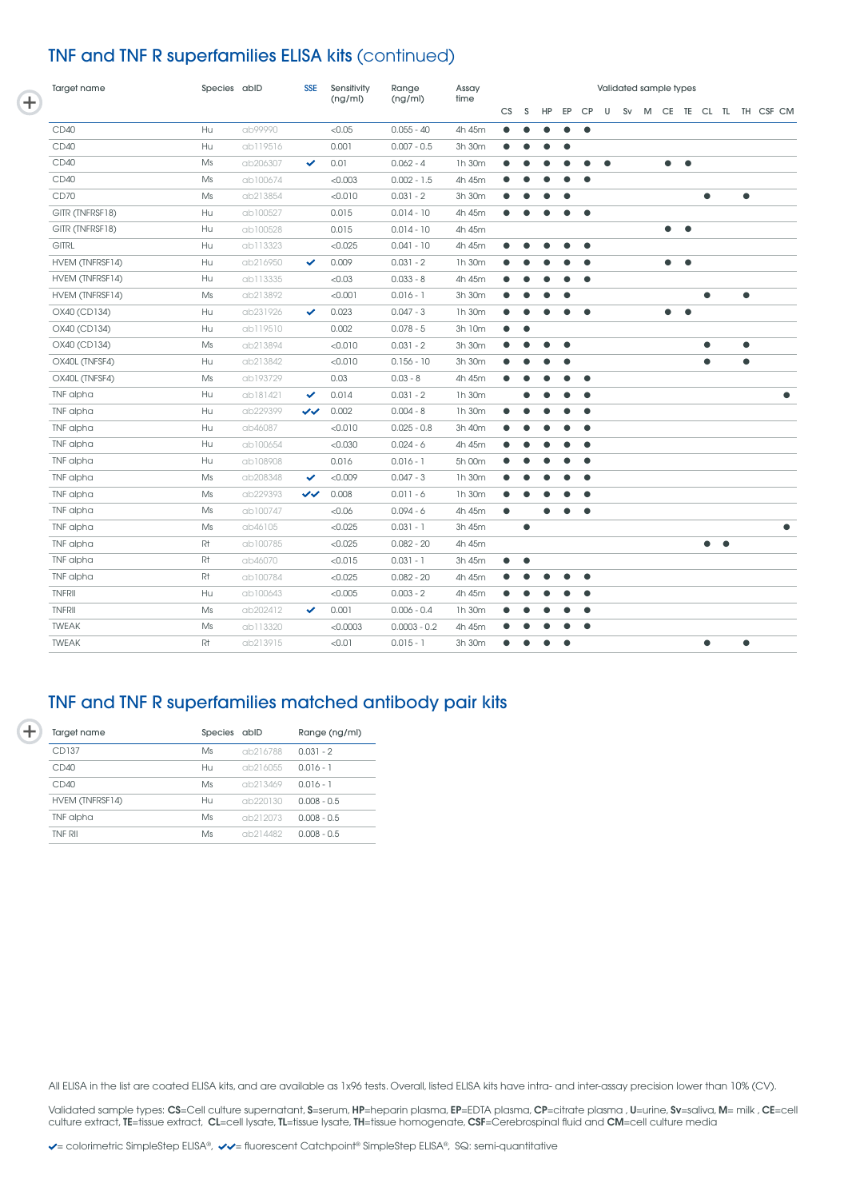## TNF and TNF R superfamilies ELISA kits (continued)

| Target name | Species | abID | SSE | Sensitivity (ng/ml) | Range (ng/ml) | Assay time | CS | S | HP | EP | CP | U | Sv | M | CE | TE | CL | TL | TH | CSF | CM |
|---|---|---|---|---|---|---|---|---|---|---|---|---|---|---|---|---|---|---|---|---|---|
| CD40 | Hu | ab99990 | | <0.05 | 0.055 - 40 | 4h 45m | ● | ● | ● | ● | ● | | | | | | | | | | |
| CD40 | Hu | ab119516 | | 0.001 | 0.007 - 0.5 | 3h 30m | ● | ● | ● | ● | | | | | | | | | | | |
| CD40 | Ms | ab206307 | ✔ | 0.01 | 0.062 - 4 | 1h 30m | ● | ● | ● | ● | ● | ● | | | ● | ● | | | | | |
| CD40 | Ms | ab100674 | | <0.003 | 0.002 - 1.5 | 4h 45m | ● | ● | ● | ● | ● | | | | | | | | | | |
| CD70 | Ms | ab213854 | | <0.010 | 0.031 - 2 | 3h 30m | ● | ● | ● | ● | | | | | | | ● | | ● | | |
| GITR (TNFRSF18) | Hu | ab100527 | | 0.015 | 0.014 - 10 | 4h 45m | ● | ● | ● | ● | ● | | | | | | | | | | |
| GITR (TNFRSF18) | Hu | ab100528 | | 0.015 | 0.014 - 10 | 4h 45m | | | | | | | | | ● | ● | | | | | |
| GITRL | Hu | ab113323 | | <0.025 | 0.041 - 10 | 4h 45m | | ● | ● | ● | ● | | | | | | | | | | |
| HVEM (TNFRSF14) | Hu | ab216950 | ✔ | 0.009 | 0.031 - 2 | 1h 30m | ● | ● | ● | ● | ● | | | | ● | ● | | | | | |
| HVEM (TNFRSF14) | Hu | ab113335 | | <0.03 | 0.033 - 8 | 4h 45m | ● | ● | ● | ● | ● | | | | | | | | | | |
| HVEM (TNFRSF14) | Ms | ab213892 | | <0.001 | 0.016 - 1 | 3h 30m | ● | ● | ● | ● | | | | | | | ● | | ● | | |
| OX40 (CD134) | Hu | ab231926 | ✔ | 0.023 | 0.047 - 3 | 1h 30m | ● | ● | ● | ● | ● | | | | ● | ● | | | | | |
| OX40 (CD134) | Hu | ab119510 | | 0.002 | 0.078 - 5 | 3h 10m | ● | ● | | | | | | | | | | | | | |
| OX40 (CD134) | Ms | ab213894 | | <0.010 | 0.031 - 2 | 3h 30m | ● | ● | ● | ● | | | | | | | ● | | ● | | |
| OX40L (TNFSF4) | Hu | ab213842 | | <0.010 | 0.156 - 10 | 3h 30m | ● | ● | ● | ● | | | | | | | ● | | ● | | |
| OX40L (TNFSF4) | Ms | ab193729 | | 0.03 | 0.03 - 8 | 4h 45m | ● | ● | ● | ● | ● | | | | | | | | | | |
| TNF alpha | Hu | ab181421 | ✔ | 0.014 | 0.031 - 2 | 1h 30m | | ● | ● | ● | ● | | | | | | | | | | ● |
| TNF alpha | Hu | ab229399 | ✔✔ | 0.002 | 0.004 - 8 | 1h 30m | ● | ● | ● | ● | ● | | | | | | | | | | |
| TNF alpha | Hu | ab46087 | | <0.010 | 0.025 - 0.8 | 3h 40m | ● | ● | ● | ● | ● | | | | | | | | | | |
| TNF alpha | Hu | ab100654 | | <0.030 | 0.024 - 6 | 4h 45m | ● | ● | ● | ● | ● | | | | | | | | | | |
| TNF alpha | Hu | ab108908 | | 0.016 | 0.016 - 1 | 5h 00m | ● | ● | ● | ● | ● | | | | | | | | | | |
| TNF alpha | Ms | ab208348 | ✔ | <0.009 | 0.047 - 3 | 1h 30m | ● | ● | ● | ● | ● | | | | | | | | | | |
| TNF alpha | Ms | ab229393 | ✔✔ | 0.008 | 0.011 - 6 | 1h 30m | ● | ● | ● | ● | ● | | | | | | | | | | |
| TNF alpha | Ms | ab100747 | | <0.06 | 0.094 - 6 | 4h 45m | ● | | ● | ● | ● | | | | | | | | | | |
| TNF alpha | Ms | ab46105 | | <0.025 | 0.031 - 1 | 3h 45m | | ● | | | | | | | | | | | | | ● |
| TNF alpha | Rt | ab100785 | | <0.025 | 0.082 - 20 | 4h 45m | | | | | | | | | | | ● | ● | | | |
| TNF alpha | Rt | ab46070 | | <0.015 | 0.031 - 1 | 3h 45m | ● | ● | | | | | | | | | | | | | |
| TNF alpha | Rt | ab100784 | | <0.025 | 0.082 - 20 | 4h 45m | ● | ● | ● | ● | ● | | | | | | | | | | |
| TNFRII | Hu | ab100643 | | <0.005 | 0.003 - 2 | 4h 45m | ● | ● | ● | ● | ● | | | | | | | | | | |
| TNFRII | Ms | ab202412 | ✔ | 0.001 | 0.006 - 0.4 | 1h 30m | ● | ● | ● | ● | ● | | | | | | | | | | |
| TWEAK | Ms | ab113320 | | <0.0003 | 0.0003 - 0.2 | 4h 45m | ● | ● | ● | ● | ● | | | | | | | | | | |
| TWEAK | Rt | ab213915 | | <0.01 | 0.015 - 1 | 3h 30m | ● | ● | ● | ● | | | | | | | ● | | ● | | |

## TNF and TNF R superfamilies matched antibody pair kits

| Target name | Species | abID | Range (ng/ml) |
|---|---|---|---|
| CD137 | Ms | ab216788 | 0.031 - 2 |
| CD40 | Hu | ab216055 | 0.016 - 1 |
| CD40 | Ms | ab213469 | 0.016 - 1 |
| HVEM (TNFRSF14) | Hu | ab220130 | 0.008 - 0.5 |
| TNF alpha | Ms | ab212073 | 0.008 - 0.5 |
| TNF RII | Ms | ab214482 | 0.008 - 0.5 |

All ELISA in the list are coated ELISA kits, and are available as 1x96 tests. Overall, listed ELISA kits have intra- and inter-assay precision lower than 10% (CV).

Validated sample types: **CS**=Cell culture supernatant, **S**=serum, **HP**=heparin plasma, **EP**=EDTA plasma, **CP**=citrate plasma , **U**=urine, **Sv**=saliva, **M**= milk , **CE**=cell culture extract, **TE**=tissue extract, **CL**=cell lysate, **TL**=tissue lysate, **TH**=tissue homogenate, **CSF**=Cerebrospinal fluid and **CM**=cell culture media

✔= colorimetric SimpleStep ELISA®, ✔✔= fluorescent Catchpoint® SimpleStep ELISA®, SQ: semi-quantitative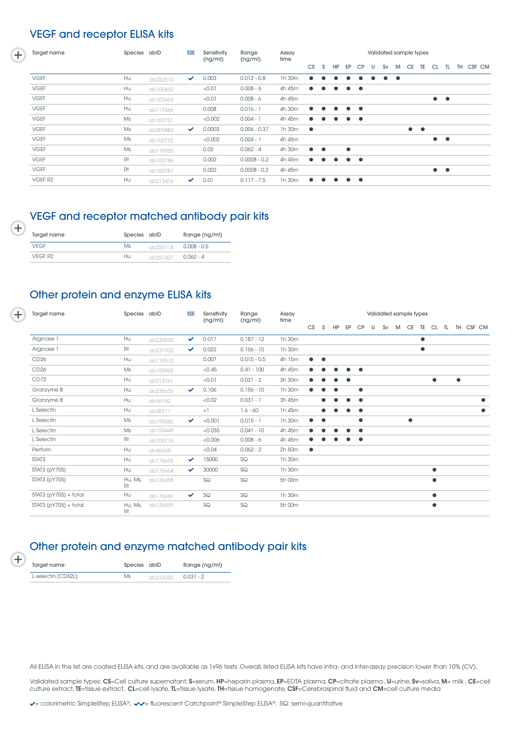## VEGF and receptor ELISA kits

| Target name | Species | abID | SSE | Sensitivity (ng/ml) | Range (ng/ml) | Assay time | CS | S | HP | EP | CP | U | Sv | M | CE | TE | CL | TL | TH | CSF | CM |
|---|---|---|---|---|---|---|---|---|---|---|---|---|---|---|---|---|---|---|---|---|---|
| VGEF | Hu | ab222510 | ✔ | 0.003 | 0.012 - 0.8 | 1h 30m | ● | ● | ● | ● | ● | ● | ● | ● | | | | | | | |
| VGEF | Hu | ab100662 | | <0.01 | 0.008 - 6 | 4h 45m | ● | ● | ● | ● | ● | | | | | | | | | | |
| VGEF | Hu | ab100663 | | <0.01 | 0.008 - 6 | 4h 45m | | | | | | | | | | | ● | ● | | | |
| VGEF | Hu | ab119566 | | 0.008 | 0.016 - 1 | 4h 30m | ● | ● | ● | ● | ● | | | | | | | | | | |
| VGEF | Ms | ab100751 | | <0.002 | 0.004 - 1 | 4h 45m | ● | ● | ● | ● | ● | | | | | | | | | | |
| VGEF | Ms | ab209882 | ✔ | 0.0003 | 0.006 - 0.37 | 1h 30m | ● | | | | | | | | ● | ● | | | | | |
| VGEF | Ms | ab100752 | | <0.002 | 0.004 - 1 | 4h 45m | | | | | | | | | | | ● | ● | | | |
| VGEF | Ms | ab119565 | | 0.02 | 0.062 - 4 | 4h 30m | ● | ● | | ● | | | | | | | | | | | |
| VGEF | Rt | ab100786 | | 0.002 | 0.0008 - 0.2 | 4h 45m | ● | ● | ● | ● | ● | | | | | | | | | | |
| VGEF | Rt | ab100787 | | 0.002 | 0.0008 - 0.2 | 4h 45m | | | | | | | | | | | ● | ● | | | |
| VGEF R2 | Hu | ab213476 | ✔ | 0.01 | 0.117 - 7.5 | 1h 30m | ● | ● | ● | ● | ● | | | | | | | | | | |

## VEGF and receptor matched antibody pair kits

| Target name | Species | abID | Range (ng/ml) |
|---|---|---|---|
| VEGF | Ms | ab220118 | 0.008 - 0.5 |
| VEGF R2 | Hu | ab221427 | 0.062 - 4 |

## Other protein and enzyme ELISA kits

| Target name | Species | abID | SSE | Sensitivity (ng/ml) | Range (ng/ml) | Assay time | CS | S | HP | EP | CP | U | Sv | M | CE | TE | CL | TL | TH | CSF | CM |
|---|---|---|---|---|---|---|---|---|---|---|---|---|---|---|---|---|---|---|---|---|---|
| Arginase 1 | Hu | ab230930 | ✔ | 0.017 | 0.187 - 12 | 1h 30m | | | | | | | | | | ● | | | | | |
| Arginase 1 | Rt | ab231923 | ✔ | 0.022 | 0.156 - 10 | 1h 30m | | | | | | | | | | ● | | | | | |
| CD26 | Hu | ab119513 | | 0.007 | 0.015 - 0.5 | 4h 15m | ● | ● | | | | | | | | | | | | | |
| CD26 | Ms | ab155455 | | <0.45 | 0.41 - 100 | 4h 45m | ● | ● | ● | ● | ● | | | | | | | | | | |
| CD73 | Hu | ab213761 | | <0.01 | 0.031 - 2 | 3h 30m | ● | ● | ● | ● | | | | | | | ● | | ● | | |
| Granzyme B | Hu | ab235635 | ✔ | 0.106 | 0.156 - 10 | 1h 30m | ● | ● | ● | | ● | | | | | | | | | | |
| Granzyme B | Hu | ab46142 | | <0.02 | 0.031 - 1 | 3h 45m | | ● | ● | ● | ● | | | | | | | | | | ● |
| L Selectin | Hu | ab45917 | | <1 | 1.6 - 60 | 1h 45m | | ● | ● | ● | ● | | | | | | | | | | ● |
| L Selectin | Ms | ab199085 | ✔ | <0.001 | 0.015 - 1 | 1h 30m | ● | ● | | | ● | | | | ● | | | | | | |
| L Selectin | Ms | ab155448 | | <0.035 | 0.041 - 10 | 4h 45m | ● | ● | ● | ● | ● | | | | | | | | | | |
| L Selectin | Rt | ab100776 | | <0.006 | 0.008 - 6 | 4h 45m | ● | ● | ● | ● | ● | | | | | | | | | | |
| Perforin | Hu | ab46068 | | <0.04 | 0.062 - 2 | 2h 50m | ● | | | | | | | | | | | | | | |
| STAT3 | Hu | ab176655 | ✔ | 15000 | SQ | 1h 30m | | | | | | | | | | | | | | | |
| STAT3 (pY705) | Hu | ab176654 | ✔ | 30000 | SQ | 1h 30m | | | | | | | | | | | ● | | | | |
| STAT3 (pY705) | Hu, Ms, Rt | ab126458 | | SQ | SQ | 5h 00m | | | | | | | | | | | ● | | | | |
| STAT3 (pY705) + total | Hu | ab176666 | ✔ | SQ | SQ | 1h 30m | | | | | | | | | | | ● | | | | |
| STAT3 (pY705) + total | Hu, Ms, Rt | ab126459 | | SQ | SQ | 5h 00m | | | | | | | | | | | ● | | | | |

## Other protein and enzyme matched antibody pair kits

| Target name | Species | abID | Range (ng/ml) |
|---|---|---|---|
| L-selectin (CD62L) | Ms | ab216050 | 0.031 - 2 |

All ELISA in the list are coated ELISA kits, and are available as 1x96 tests. Overall, listed ELISA kits have intra- and inter-assay precision lower than 10% (CV).

Validated sample types: **CS**=Cell culture supernatant, **S**=serum, **HP**=heparin plasma, **EP**=EDTA plasma, **CP**=citrate plasma , **U**=urine, **Sv**=saliva, **M**= milk , **CE**=cell culture extract, **TE**=tissue extract, **CL**=cell lysate, **TL**=tissue lysate, **TH**=tissue homogenate, **CSF**=Cerebrospinal fluid and **CM**=cell culture media

✔= colorimetric SimpleStep ELISA®, ✔✔= fluorescent Catchpoint® SimpleStep ELISA®, SQ: semi-quantitative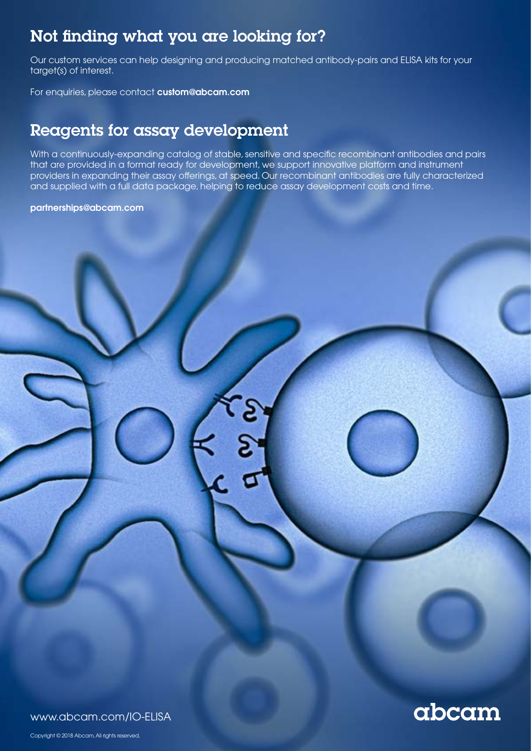## Not finding what you are looking for?

Our custom services can help designing and producing matched antibody-pairs and ELISA kits for your target(s) of interest.

For enquiries, please contact **custom@abcam.com**

## Reagents for assay development

With a continuously-expanding catalog of stable, sensitive and specific recombinant antibodies and pairs that are provided in a format ready for development, we support innovative platform and instrument providers in expanding their assay offerings, at speed. Our recombinant antibodies are fully characterized and supplied with a full data package, helping to reduce assay development costs and time.

**partnerships@abcam.com**

www.abcam.com/IO-ELISA

abcam

Copyright © 2018 Abcam, All rights reserved.